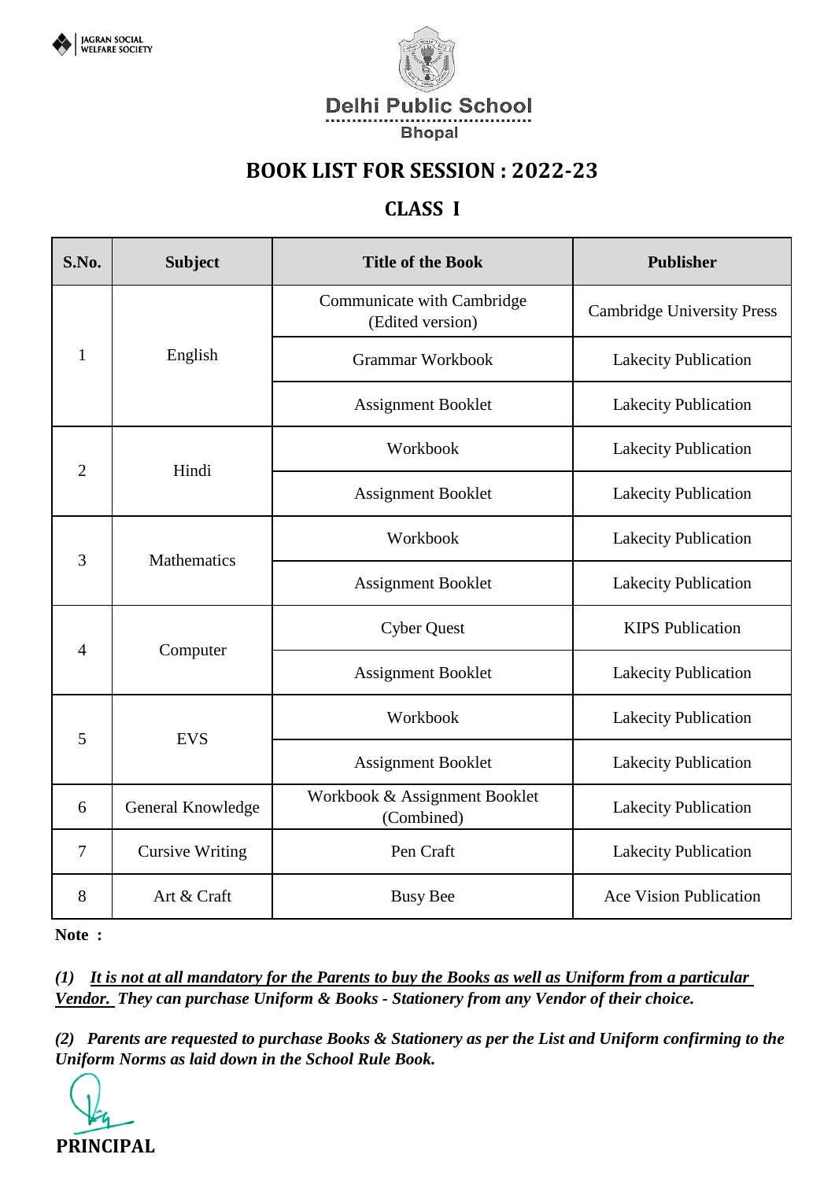JAGRAN SOCIAL WELFARE SOCIETY

**Delhi Public School**

**Bhopal**

# BOOK LIST FOR SESSION : 2022-23

## CLASS I

| S.No. | Subject | Title of the Book | Publisher |
|---|---|---|---|
| 1 | English | Communicate with Cambridge (Edited version) | Cambridge University Press |
| | | Grammar Workbook | Lakecity Publication |
| | | Assignment Booklet | Lakecity Publication |
| 2 | Hindi | Workbook | Lakecity Publication |
| | | Assignment Booklet | Lakecity Publication |
| 3 | Mathematics | Workbook | Lakecity Publication |
| | | Assignment Booklet | Lakecity Publication |
| 4 | Computer | Cyber Quest | KIPS Publication |
| | | Assignment Booklet | Lakecity Publication |
| 5 | EVS | Workbook | Lakecity Publication |
| | | Assignment Booklet | Lakecity Publication |
| 6 | General Knowledge | Workbook & Assignment Booklet (Combined) | Lakecity Publication |
| 7 | Cursive Writing | Pen Craft | Lakecity Publication |
| 8 | Art & Craft | Busy Bee | Ace Vision Publication |

**Note :**

***(1) <u>It is not at all mandatory for the Parents to buy the Books as well as Uniform from a particular Vendor.</u> They can purchase Uniform & Books - Stationery from any Vendor of their choice.***

***(2) Parents are requested to purchase Books & Stationery as per the List and Uniform confirming to the Uniform Norms as laid down in the School Rule Book.***

**PRINCIPAL**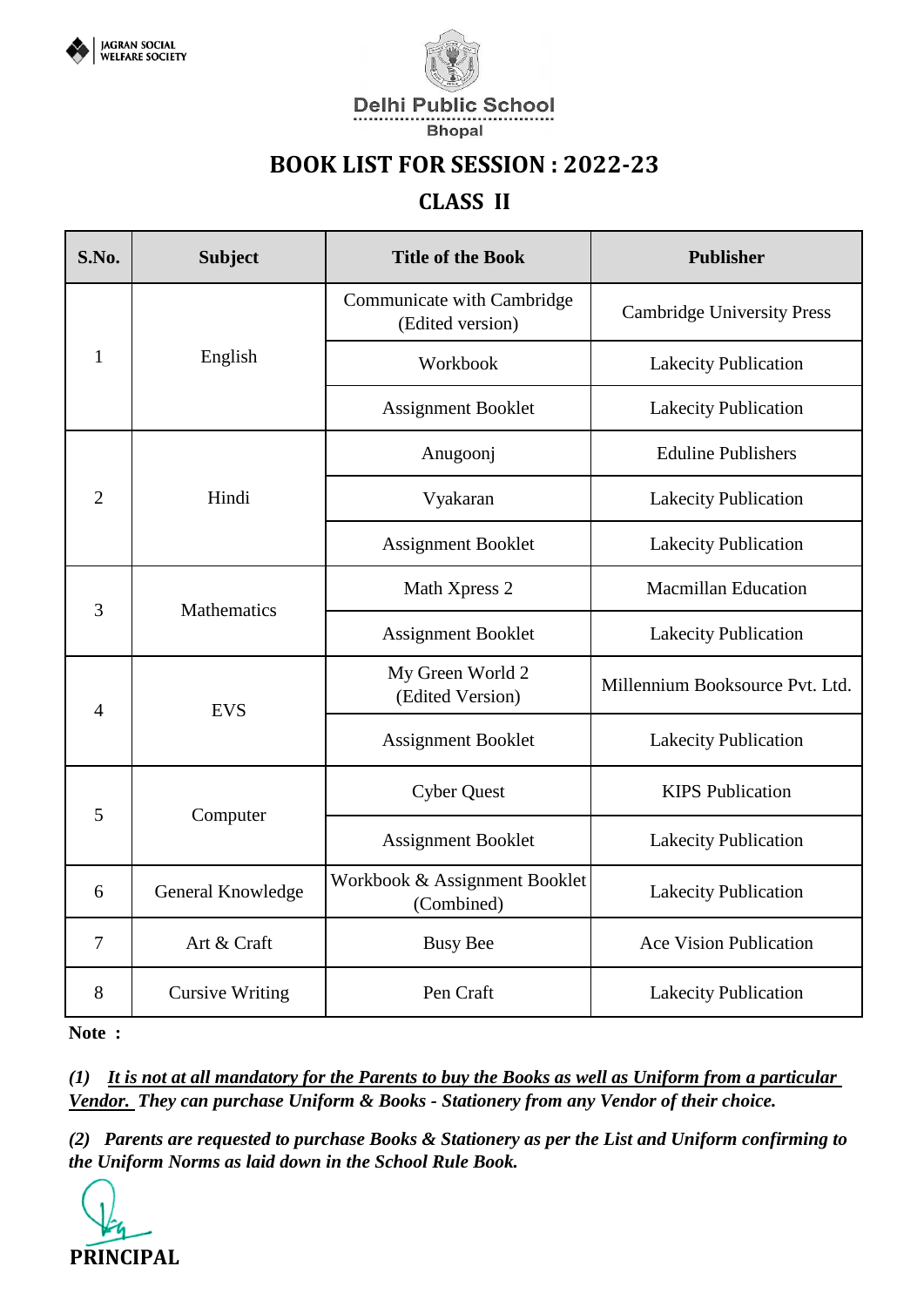JAGRAN SOCIAL WELFARE SOCIETY

**Delhi Public School**
Bhopal

# BOOK LIST FOR SESSION : 2022-23

## CLASS II

| S.No. | Subject | Title of the Book | Publisher |
|---|---|---|---|
| 1 | English | Communicate with Cambridge (Edited version) | Cambridge University Press |
| | | Workbook | Lakecity Publication |
| | | Assignment Booklet | Lakecity Publication |
| 2 | Hindi | Anugoonj | Eduline Publishers |
| | | Vyakaran | Lakecity Publication |
| | | Assignment Booklet | Lakecity Publication |
| 3 | Mathematics | Math Xpress 2 | Macmillan Education |
| | | Assignment Booklet | Lakecity Publication |
| 4 | EVS | My Green World 2 (Edited Version) | Millennium Booksource Pvt. Ltd. |
| | | Assignment Booklet | Lakecity Publication |
| 5 | Computer | Cyber Quest | KIPS Publication |
| | | Assignment Booklet | Lakecity Publication |
| 6 | General Knowledge | Workbook & Assignment Booklet (Combined) | Lakecity Publication |
| 7 | Art & Craft | Busy Bee | Ace Vision Publication |
| 8 | Cursive Writing | Pen Craft | Lakecity Publication |

**Note :**

***(1) It is not at all mandatory for the Parents to buy the Books as well as Uniform from a particular Vendor.*** ***They can purchase Uniform & Books - Stationery from any Vendor of their choice.***

***(2) Parents are requested to purchase Books & Stationery as per the List and Uniform confirming to the Uniform Norms as laid down in the School Rule Book.***

**PRINCIPAL**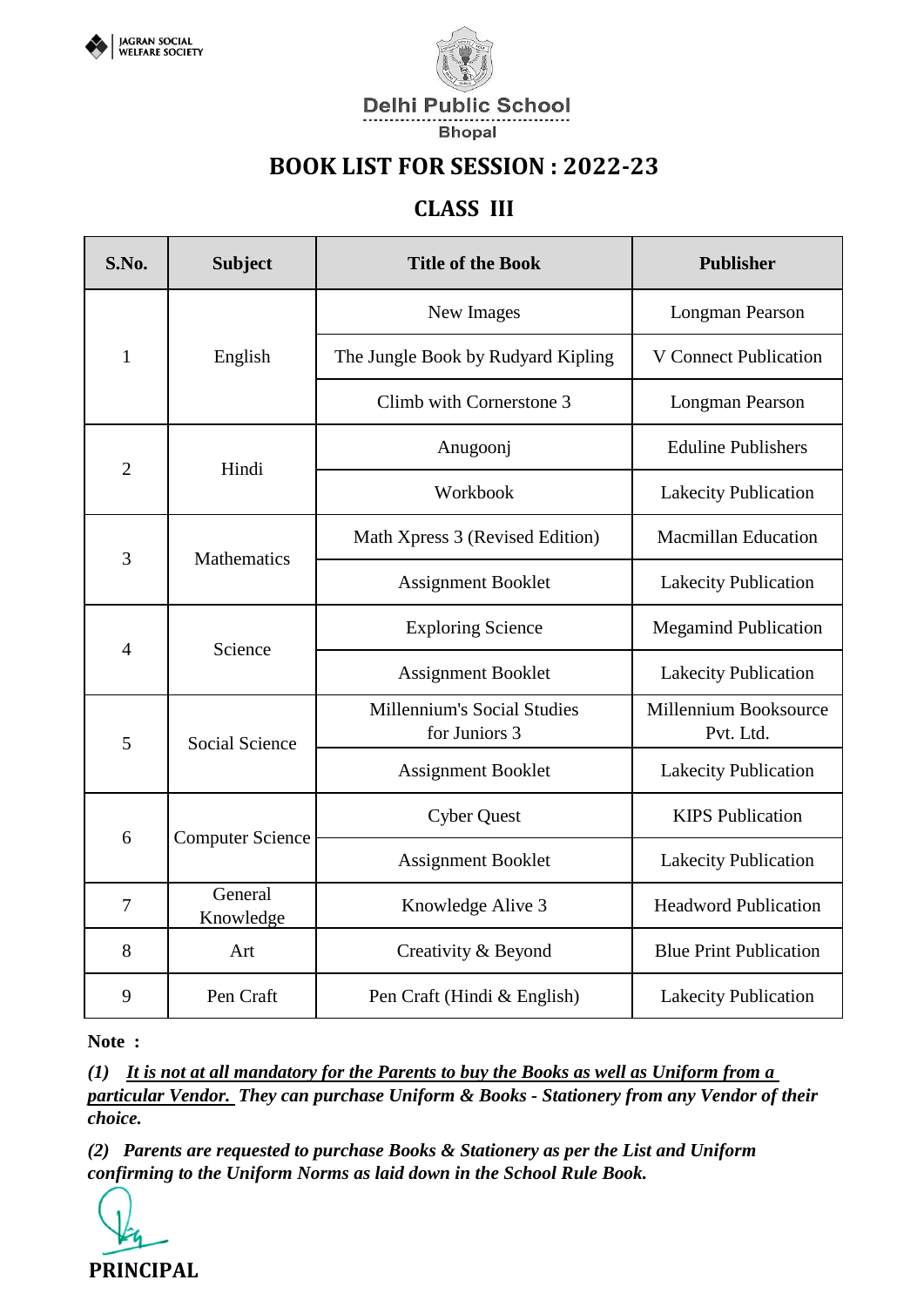JAGRAN SOCIAL WELFARE SOCIETY

**Delhi Public School**
**Bhopal**

# BOOK LIST FOR SESSION : 2022-23

## CLASS III

| S.No. | Subject | Title of the Book | Publisher |
|---|---|---|---|
| 1 | English | New Images | Longman Pearson |
| | | The Jungle Book by Rudyard Kipling | V Connect Publication |
| | | Climb with Cornerstone 3 | Longman Pearson |
| 2 | Hindi | Anugoonj | Eduline Publishers |
| | | Workbook | Lakecity Publication |
| 3 | Mathematics | Math Xpress 3 (Revised Edition) | Macmillan Education |
| | | Assignment Booklet | Lakecity Publication |
| 4 | Science | Exploring Science | Megamind Publication |
| | | Assignment Booklet | Lakecity Publication |
| 5 | Social Science | Millennium's Social Studies for Juniors 3 | Millennium Booksource Pvt. Ltd. |
| | | Assignment Booklet | Lakecity Publication |
| 6 | Computer Science | Cyber Quest | KIPS Publication |
| | | Assignment Booklet | Lakecity Publication |
| 7 | General Knowledge | Knowledge Alive 3 | Headword Publication |
| 8 | Art | Creativity & Beyond | Blue Print Publication |
| 9 | Pen Craft | Pen Craft (Hindi & English) | Lakecity Publication |

**Note :**

***(1) <u>It is not at all mandatory for the Parents to buy the Books as well as Uniform from a particular Vendor.</u> They can purchase Uniform & Books - Stationery from any Vendor of their choice.***

***(2) Parents are requested to purchase Books & Stationery as per the List and Uniform confirming to the Uniform Norms as laid down in the School Rule Book.***

**PRINCIPAL**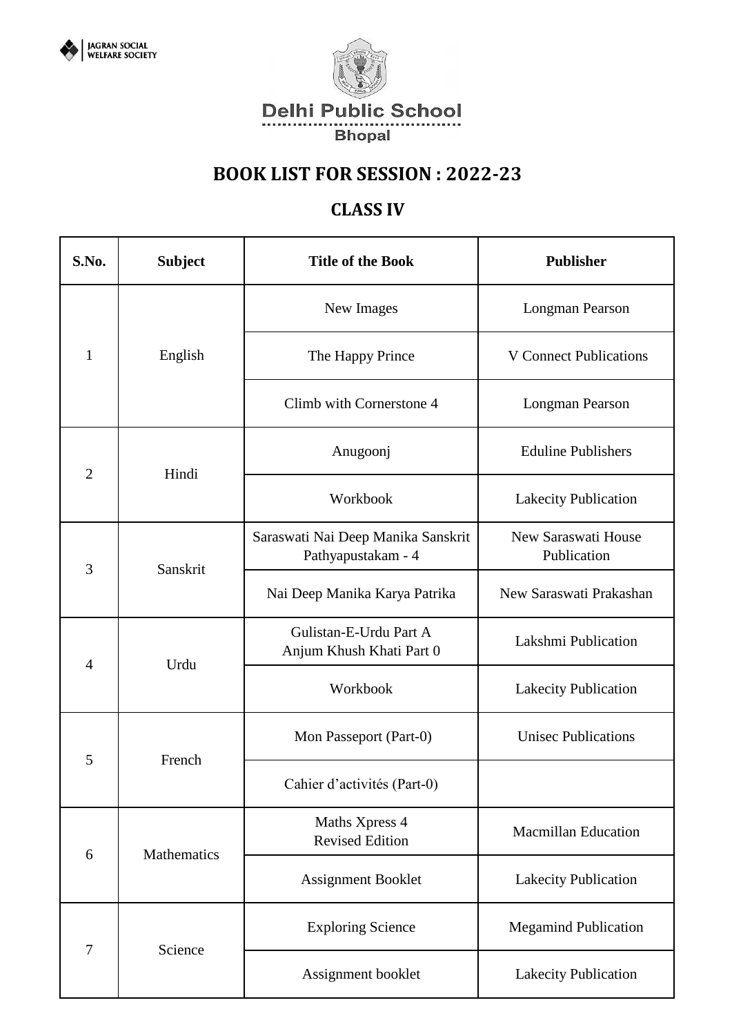JAGRAN SOCIAL WELFARE SOCIETY

Delhi Public School
Bhopal

# BOOK LIST FOR SESSION : 2022-23

## CLASS IV

| S.No. | Subject | Title of the Book | Publisher |
|---|---|---|---|
| 1 | English | New Images | Longman Pearson |
| | | The Happy Prince | V Connect Publications |
| | | Climb with Cornerstone 4 | Longman Pearson |
| 2 | Hindi | Anugoonj | Eduline Publishers |
| | | Workbook | Lakecity Publication |
| 3 | Sanskrit | Saraswati Nai Deep Manika Sanskrit Pathyapustakam - 4 | New Saraswati House Publication |
| | | Nai Deep Manika Karya Patrika | New Saraswati Prakashan |
| 4 | Urdu | Gulistan-E-Urdu Part A Anjum Khush Khati Part 0 | Lakshmi Publication |
| | | Workbook | Lakecity Publication |
| 5 | French | Mon Passeport (Part-0) | Unisec Publications |
| | | Cahier d'activités (Part-0) | |
| 6 | Mathematics | Maths Xpress 4 Revised Edition | Macmillan Education |
| | | Assignment Booklet | Lakecity Publication |
| 7 | Science | Exploring Science | Megamind Publication |
| | | Assignment booklet | Lakecity Publication |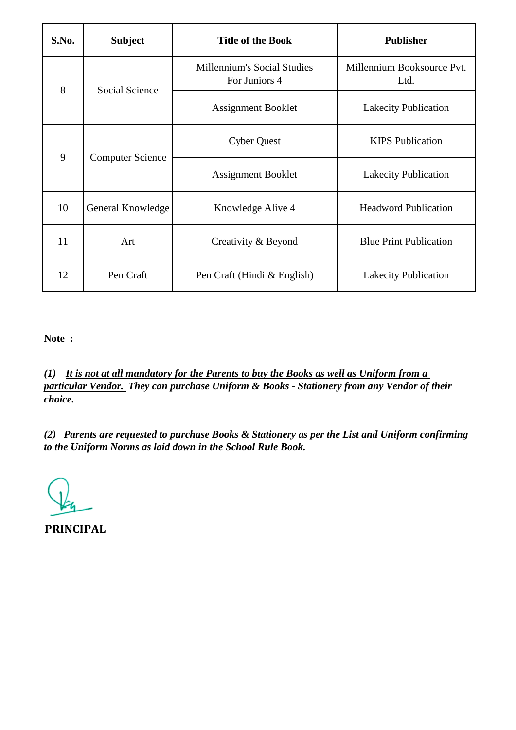| S.No. | Subject | Title of the Book | Publisher |
|---|---|---|---|
| 8 | Social Science | Millennium's Social Studies For Juniors 4 | Millennium Booksource Pvt. Ltd. |
| | | Assignment Booklet | Lakecity Publication |
| 9 | Computer Science | Cyber Quest | KIPS Publication |
| | | Assignment Booklet | Lakecity Publication |
| 10 | General Knowledge | Knowledge Alive 4 | Headword Publication |
| 11 | Art | Creativity & Beyond | Blue Print Publication |
| 12 | Pen Craft | Pen Craft (Hindi & English) | Lakecity Publication |

**Note :**

***(1) <u>It is not at all mandatory for the Parents to buy the Books as well as Uniform from a particular Vendor.</u> They can purchase Uniform & Books - Stationery from any Vendor of their choice.***

***(2) Parents are requested to purchase Books & Stationery as per the List and Uniform confirming to the Uniform Norms as laid down in the School Rule Book.***

**PRINCIPAL**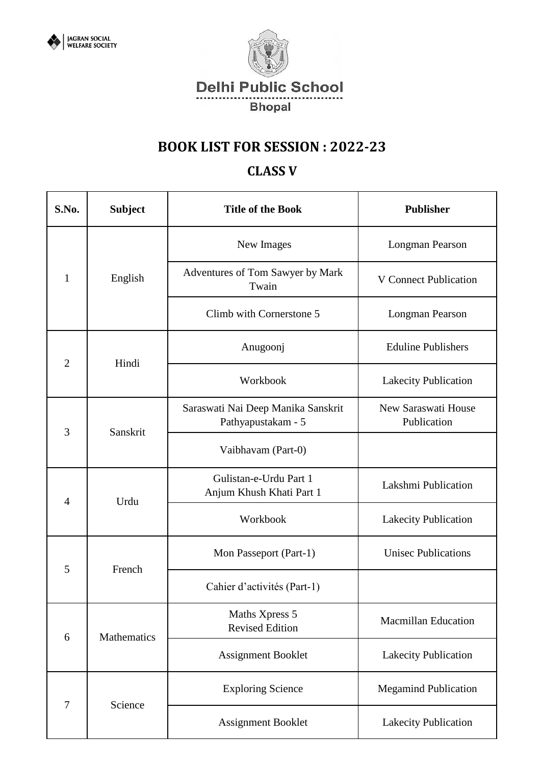JAGRAN SOCIAL WELFARE SOCIETY

Delhi Public School

Bhopal

## BOOK LIST FOR SESSION : 2022-23

## CLASS V

| S.No. | Subject | Title of the Book | Publisher |
|---|---|---|---|
| 1 | English | New Images | Longman Pearson |
| | | Adventures of Tom Sawyer by Mark Twain | V Connect Publication |
| | | Climb with Cornerstone 5 | Longman Pearson |
| 2 | Hindi | Anugoonj | Eduline Publishers |
| | | Workbook | Lakecity Publication |
| 3 | Sanskrit | Saraswati Nai Deep Manika Sanskrit Pathyapustakam - 5 | New Saraswati House Publication |
| | | Vaibhavam (Part-0) | |
| 4 | Urdu | Gulistan-e-Urdu Part 1<br>Anjum Khush Khati Part 1 | Lakshmi Publication |
| | | Workbook | Lakecity Publication |
| 5 | French | Mon Passeport (Part-1) | Unisec Publications |
| | | Cahier d'activités (Part-1) | |
| 6 | Mathematics | Maths Xpress 5<br>Revised Edition | Macmillan Education |
| | | Assignment Booklet | Lakecity Publication |
| 7 | Science | Exploring Science | Megamind Publication |
| | | Assignment Booklet | Lakecity Publication |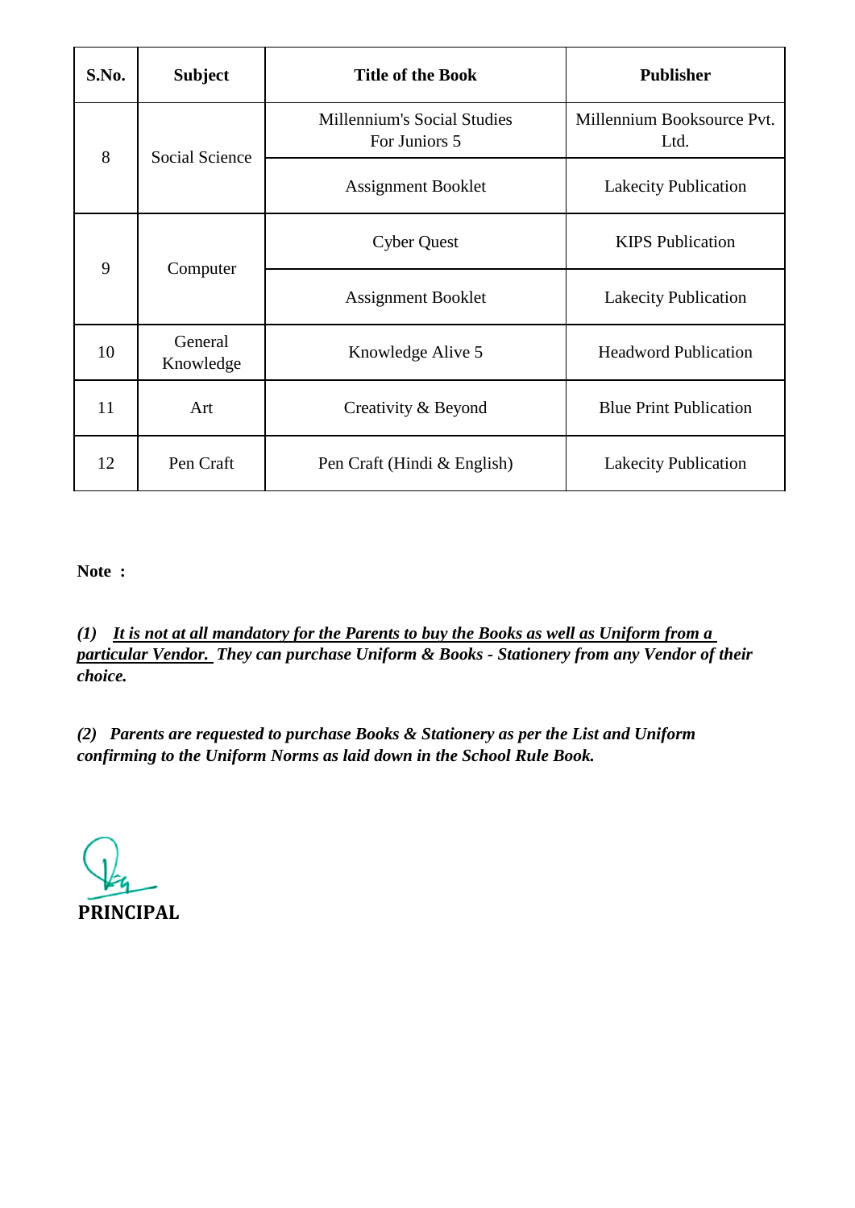| S.No. | Subject | Title of the Book | Publisher |
|---|---|---|---|
| 8 | Social Science | Millennium's Social Studies For Juniors 5 | Millennium Booksource Pvt. Ltd. |
| | | Assignment Booklet | Lakecity Publication |
| 9 | Computer | Cyber Quest | KIPS Publication |
| | | Assignment Booklet | Lakecity Publication |
| 10 | General Knowledge | Knowledge Alive 5 | Headword Publication |
| 11 | Art | Creativity & Beyond | Blue Print Publication |
| 12 | Pen Craft | Pen Craft (Hindi & English) | Lakecity Publication |

**Note :**

***(1) <u>It is not at all mandatory for the Parents to buy the Books as well as Uniform from a particular Vendor.</u> They can purchase Uniform & Books - Stationery from any Vendor of their choice.***

***(2) Parents are requested to purchase Books & Stationery as per the List and Uniform confirming to the Uniform Norms as laid down in the School Rule Book.***

**PRINCIPAL**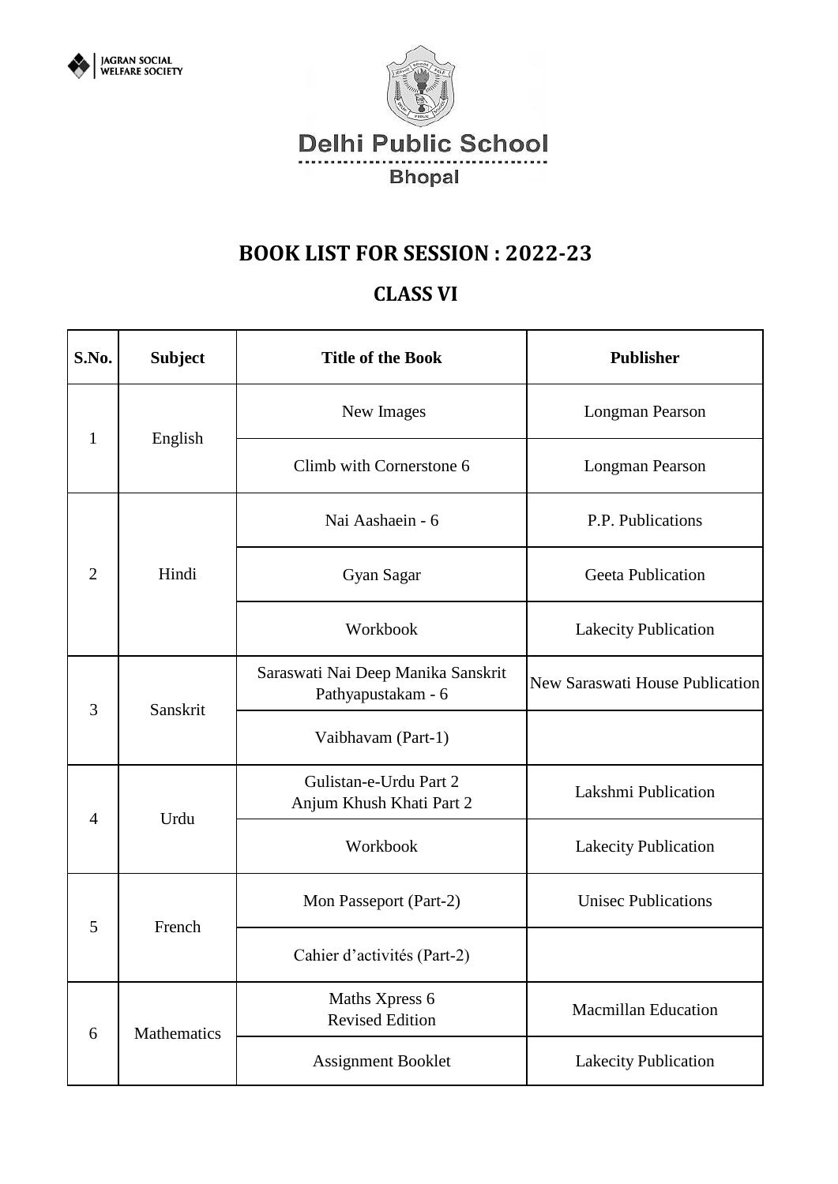JAGRAN SOCIAL WELFARE SOCIETY

Delhi Public School
Bhopal

## BOOK LIST FOR SESSION : 2022-23

## CLASS VI

| S.No. | Subject | Title of the Book | Publisher |
|---|---|---|---|
| 1 | English | New Images | Longman Pearson |
| | | Climb with Cornerstone 6 | Longman Pearson |
| 2 | Hindi | Nai Aashaein - 6 | P.P. Publications |
| | | Gyan Sagar | Geeta Publication |
| | | Workbook | Lakecity Publication |
| 3 | Sanskrit | Saraswati Nai Deep Manika Sanskrit Pathyapustakam - 6 | New Saraswati House Publication |
| | | Vaibhavam (Part-1) | |
| 4 | Urdu | Gulistan-e-Urdu Part 2<br>Anjum Khush Khati Part 2 | Lakshmi Publication |
| | | Workbook | Lakecity Publication |
| 5 | French | Mon Passeport (Part-2) | Unisec Publications |
| | | Cahier d'activités (Part-2) | |
| 6 | Mathematics | Maths Xpress 6<br>Revised Edition | Macmillan Education |
| | | Assignment Booklet | Lakecity Publication |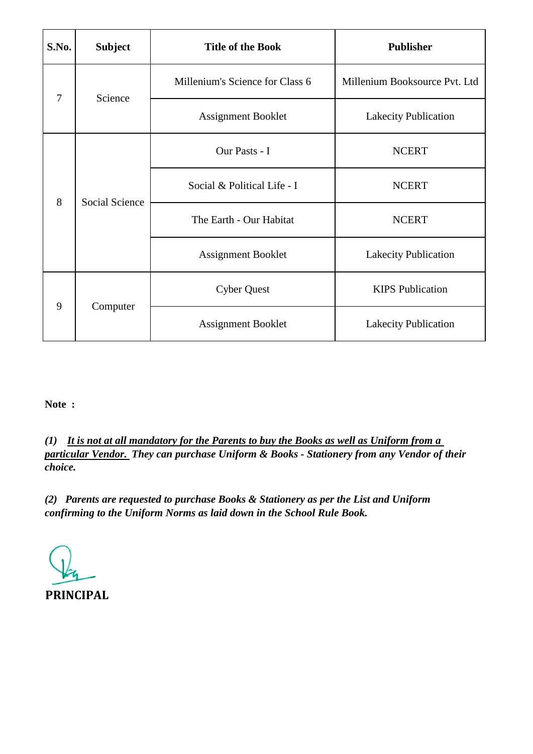| S.No. | Subject | Title of the Book | Publisher |
|---|---|---|---|
| 7 | Science | Millenium's Science for Class 6 | Millenium Booksource Pvt. Ltd |
| | | Assignment Booklet | Lakecity Publication |
| 8 | Social Science | Our Pasts - I | NCERT |
| | | Social & Political Life - I | NCERT |
| | | The Earth - Our Habitat | NCERT |
| | | Assignment Booklet | Lakecity Publication |
| 9 | Computer | Cyber Quest | KIPS Publication |
| | | Assignment Booklet | Lakecity Publication |

**Note :**

***(1) It is not at all mandatory for the Parents to buy the Books as well as Uniform from a particular Vendor. They can purchase Uniform & Books - Stationery from any Vendor of their choice.***

***(2) Parents are requested to purchase Books & Stationery as per the List and Uniform confirming to the Uniform Norms as laid down in the School Rule Book.***

**PRINCIPAL**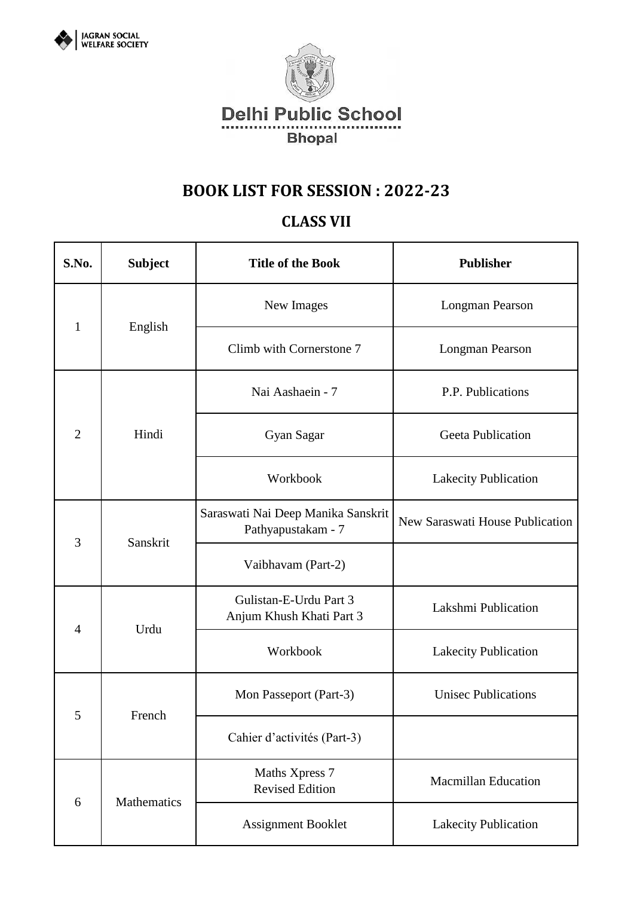JAGRAN SOCIAL WELFARE SOCIETY

Delhi Public School

Bhopal

# BOOK LIST FOR SESSION : 2022-23

## CLASS VII

| S.No. | Subject | Title of the Book | Publisher |
|---|---|---|---|
| 1 | English | New Images | Longman Pearson |
| | | Climb with Cornerstone 7 | Longman Pearson |
| 2 | Hindi | Nai Aashaein - 7 | P.P. Publications |
| | | Gyan Sagar | Geeta Publication |
| | | Workbook | Lakecity Publication |
| 3 | Sanskrit | Saraswati Nai Deep Manika Sanskrit Pathyapustakam - 7 | New Saraswati House Publication |
| | | Vaibhavam (Part-2) | |
| 4 | Urdu | Gulistan-E-Urdu Part 3<br>Anjum Khush Khati Part 3 | Lakshmi Publication |
| | | Workbook | Lakecity Publication |
| 5 | French | Mon Passeport (Part-3) | Unisec Publications |
| | | Cahier d'activités (Part-3) | |
| 6 | Mathematics | Maths Xpress 7<br>Revised Edition | Macmillan Education |
| | | Assignment Booklet | Lakecity Publication |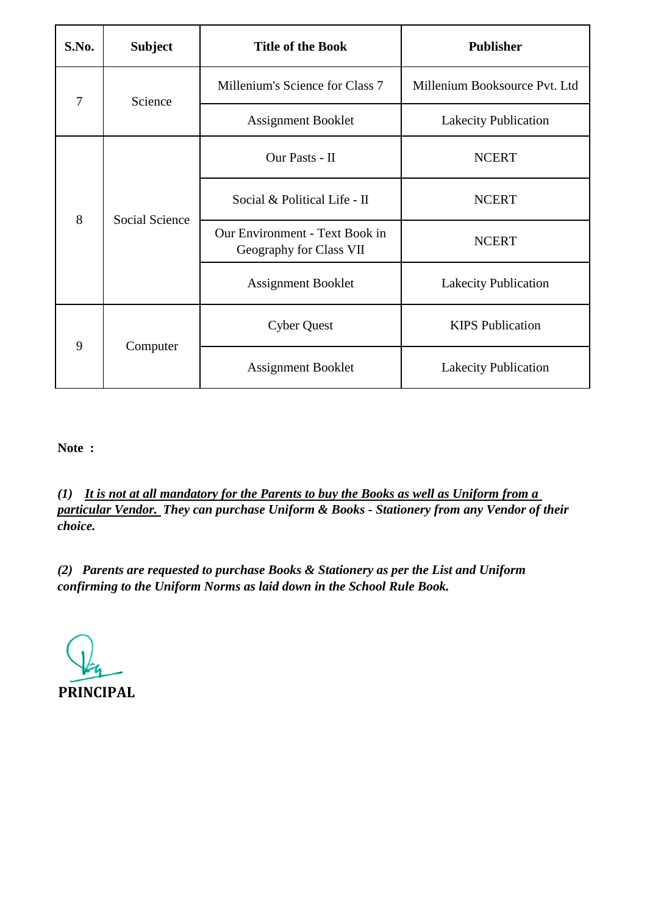| S.No. | Subject | Title of the Book | Publisher |
|---|---|---|---|
| 7 | Science | Millenium's Science for Class 7 | Millenium Booksource Pvt. Ltd |
| | | Assignment Booklet | Lakecity Publication |
| 8 | Social Science | Our Pasts - II | NCERT |
| | | Social & Political Life - II | NCERT |
| | | Our Environment - Text Book in Geography for Class VII | NCERT |
| | | Assignment Booklet | Lakecity Publication |
| 9 | Computer | Cyber Quest | KIPS Publication |
| | | Assignment Booklet | Lakecity Publication |

**Note :**

***(1) <u>It is not at all mandatory for the Parents to buy the Books as well as Uniform from a particular Vendor.</u> They can purchase Uniform & Books - Stationery from any Vendor of their choice.***

***(2) Parents are requested to purchase Books & Stationery as per the List and Uniform confirming to the Uniform Norms as laid down in the School Rule Book.***

**PRINCIPAL**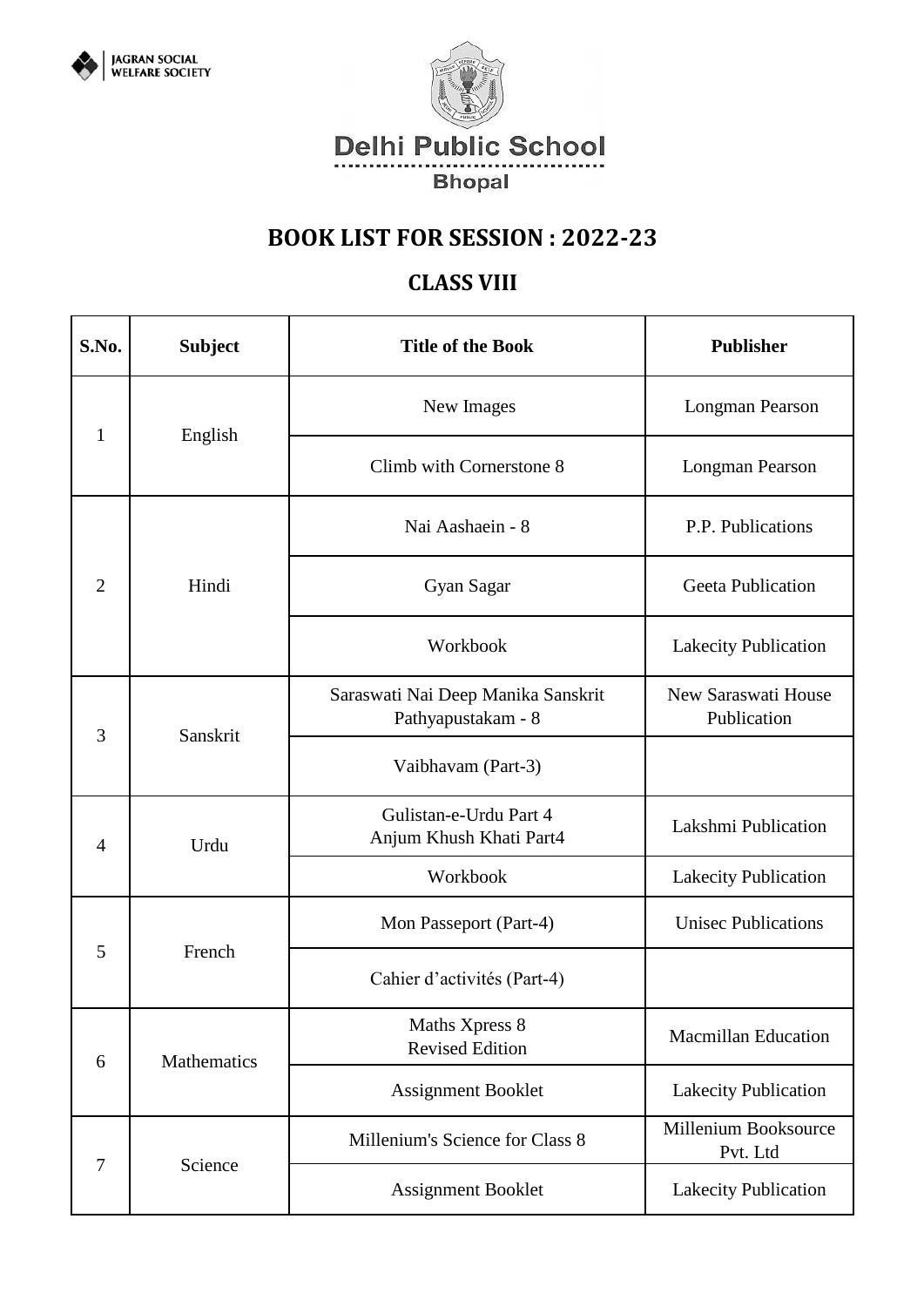JAGRAN SOCIAL WELFARE SOCIETY

Delhi Public School

Bhopal

## BOOK LIST FOR SESSION : 2022-23

## CLASS VIII

| S.No. | Subject | Title of the Book | Publisher |
|---|---|---|---|
| 1 | English | New Images | Longman Pearson |
| | | Climb with Cornerstone 8 | Longman Pearson |
| 2 | Hindi | Nai Aashaein - 8 | P.P. Publications |
| | | Gyan Sagar | Geeta Publication |
| | | Workbook | Lakecity Publication |
| 3 | Sanskrit | Saraswati Nai Deep Manika Sanskrit Pathyapustakam - 8 | New Saraswati House Publication |
| | | Vaibhavam (Part-3) | |
| 4 | Urdu | Gulistan-e-Urdu Part 4<br>Anjum Khush Khati Part4 | Lakshmi Publication |
| | | Workbook | Lakecity Publication |
| 5 | French | Mon Passeport (Part-4) | Unisec Publications |
| | | Cahier d'activités (Part-4) | |
| 6 | Mathematics | Maths Xpress 8<br>Revised Edition | Macmillan Education |
| | | Assignment Booklet | Lakecity Publication |
| 7 | Science | Millenium's Science for Class 8 | Millenium Booksource Pvt. Ltd |
| | | Assignment Booklet | Lakecity Publication |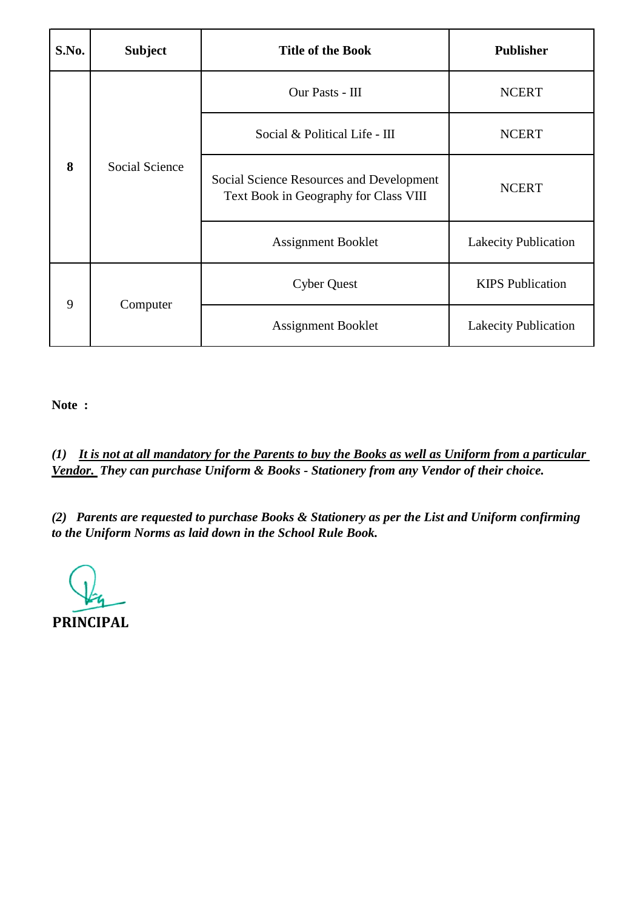| S.No. | Subject | Title of the Book | Publisher |
|---|---|---|---|
| **8** | Social Science | Our Pasts - III | NCERT |
| | | Social & Political Life - III | NCERT |
| | | Social Science Resources and Development Text Book in Geography for Class VIII | NCERT |
| | | Assignment Booklet | Lakecity Publication |
| 9 | Computer | Cyber Quest | KIPS Publication |
| | | Assignment Booklet | Lakecity Publication |

**Note :**

***(1) <u>It is not at all mandatory for the Parents to buy the Books as well as Uniform from a particular Vendor.</u> They can purchase Uniform & Books - Stationery from any Vendor of their choice.***

***(2) Parents are requested to purchase Books & Stationery as per the List and Uniform confirming to the Uniform Norms as laid down in the School Rule Book.***

**PRINCIPAL**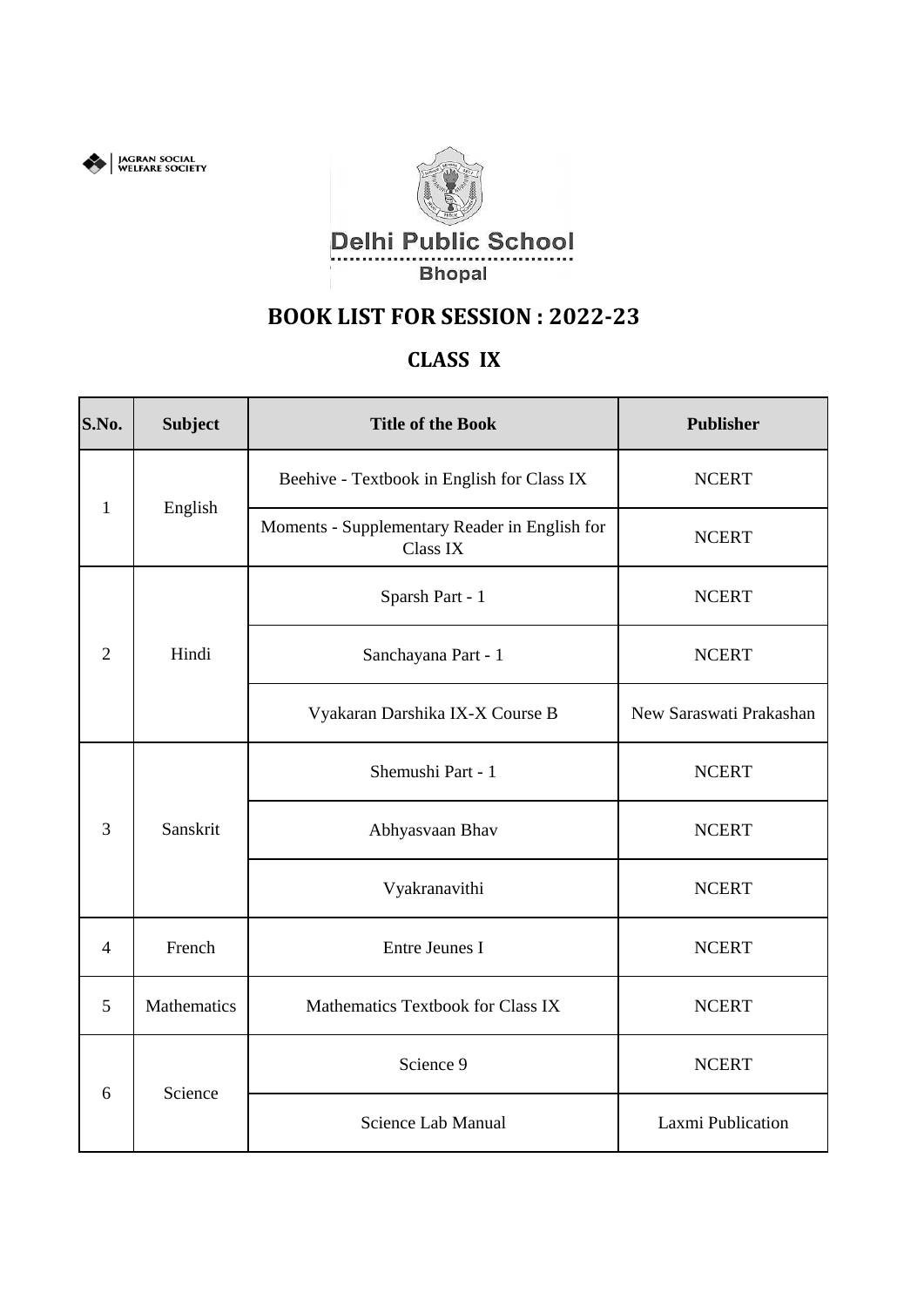JAGRAN SOCIAL WELFARE SOCIETY

Delhi Public School
Bhopal

# BOOK LIST FOR SESSION : 2022-23

## CLASS IX

| S.No. | Subject | Title of the Book | Publisher |
|---|---|---|---|
| 1 | English | Beehive - Textbook in English for Class IX | NCERT |
| | | Moments - Supplementary Reader in English for Class IX | NCERT |
| 2 | Hindi | Sparsh Part - 1 | NCERT |
| | | Sanchayana Part - 1 | NCERT |
| | | Vyakaran Darshika IX-X Course B | New Saraswati Prakashan |
| 3 | Sanskrit | Shemushi Part - 1 | NCERT |
| | | Abhyasvaan Bhav | NCERT |
| | | Vyakranavithi | NCERT |
| 4 | French | Entre Jeunes I | NCERT |
| 5 | Mathematics | Mathematics Textbook for Class IX | NCERT |
| 6 | Science | Science 9 | NCERT |
| | | Science Lab Manual | Laxmi Publication |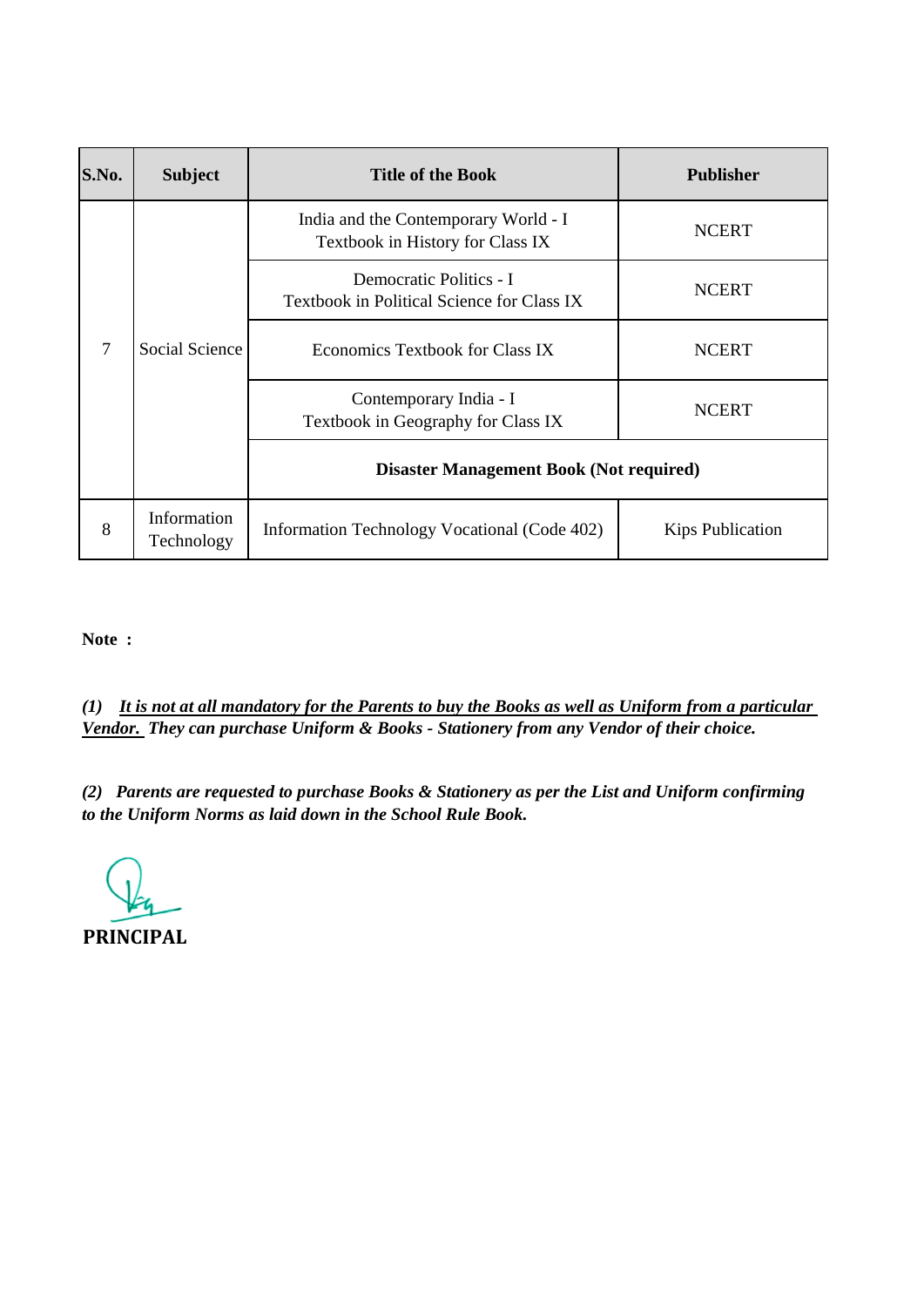| S.No. | Subject | Title of the Book | Publisher |
|---|---|---|---|
| 7 | Social Science | India and the Contemporary World - I<br>Textbook in History for Class IX | NCERT |
| | | Democratic Politics - I<br>Textbook in Political Science for Class IX | NCERT |
| | | Economics Textbook for Class IX | NCERT |
| | | Contemporary India - I<br>Textbook in Geography for Class IX | NCERT |
| | | **Disaster Management Book (Not required)** | |
| 8 | Information Technology | Information Technology Vocational (Code 402) | Kips Publication |

**Note :**

***(1) <u>It is not at all mandatory for the Parents to buy the Books as well as Uniform from a particular Vendor.</u> They can purchase Uniform & Books - Stationery from any Vendor of their choice.***

***(2) Parents are requested to purchase Books & Stationery as per the List and Uniform confirming to the Uniform Norms as laid down in the School Rule Book.***

**PRINCIPAL**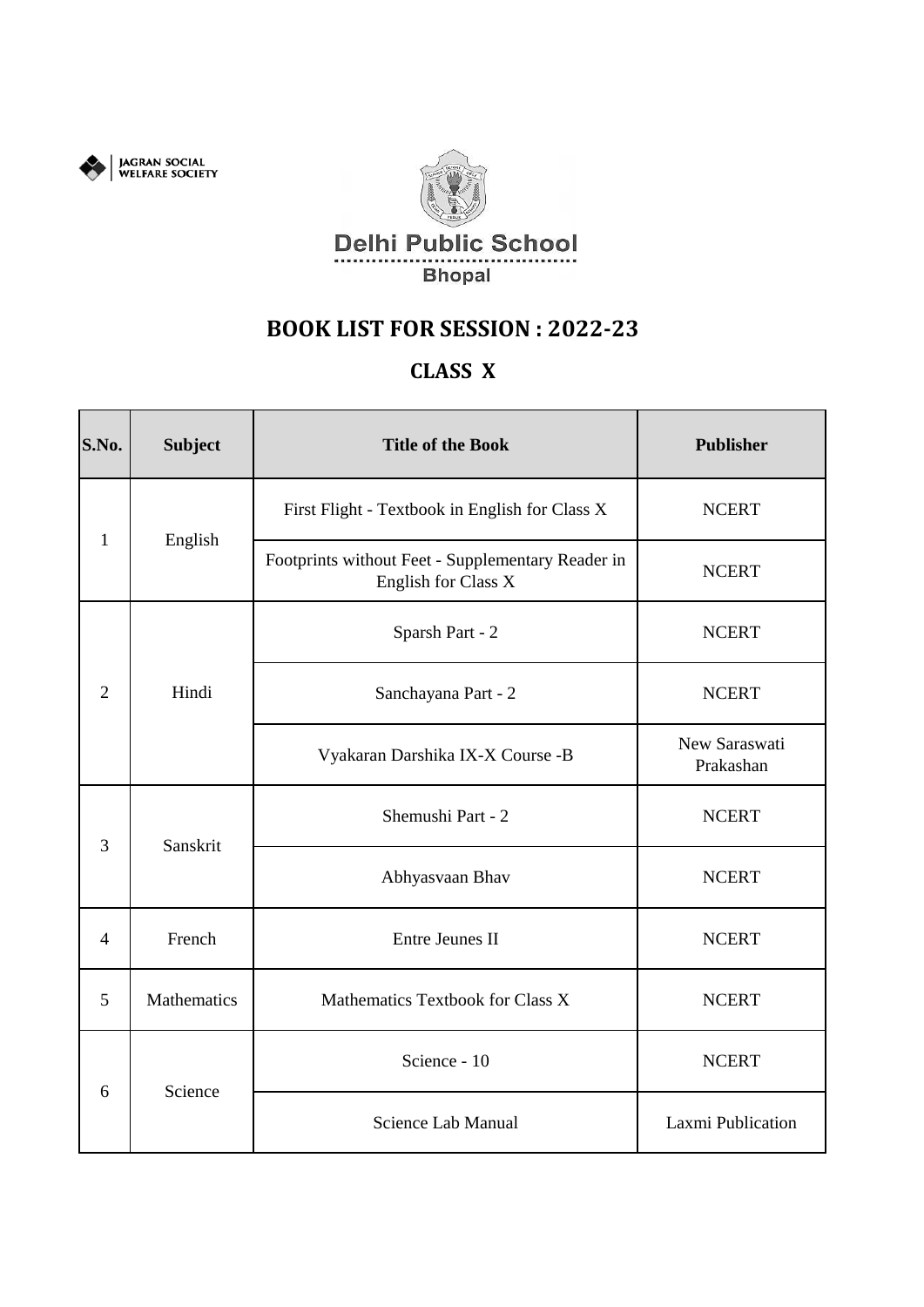JAGRAN SOCIAL WELFARE SOCIETY

Delhi Public School
Bhopal

# BOOK LIST FOR SESSION : 2022-23

## CLASS X

| S.No. | Subject | Title of the Book | Publisher |
|---|---|---|---|
| 1 | English | First Flight - Textbook in English for Class X | NCERT |
| | | Footprints without Feet - Supplementary Reader in English for Class X | NCERT |
| 2 | Hindi | Sparsh Part - 2 | NCERT |
| | | Sanchayana Part - 2 | NCERT |
| | | Vyakaran Darshika IX-X Course -B | New Saraswati Prakashan |
| 3 | Sanskrit | Shemushi Part - 2 | NCERT |
| | | Abhyasvaan Bhav | NCERT |
| 4 | French | Entre Jeunes II | NCERT |
| 5 | Mathematics | Mathematics Textbook for Class X | NCERT |
| 6 | Science | Science - 10 | NCERT |
| | | Science Lab Manual | Laxmi Publication |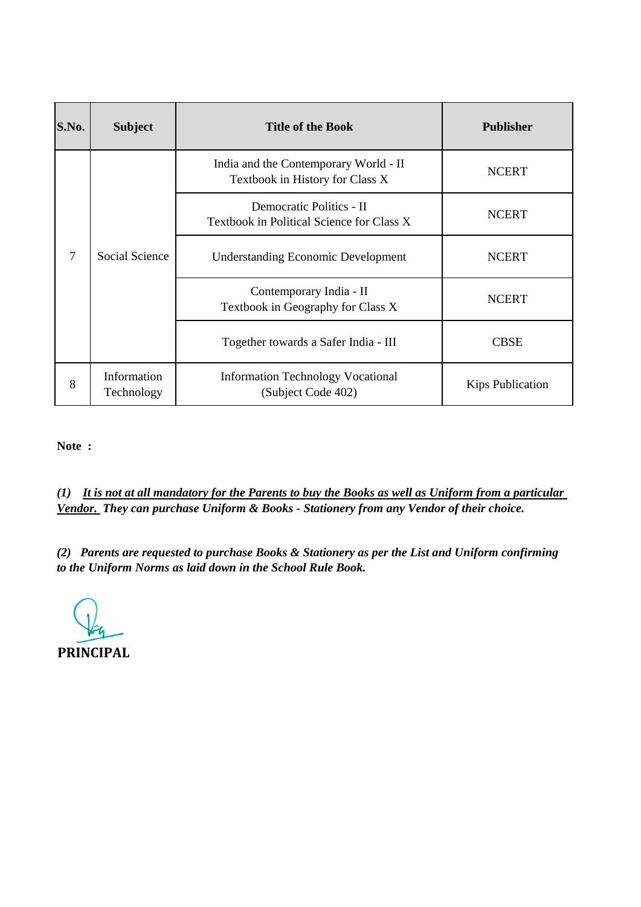| S.No. | Subject | Title of the Book | Publisher |
|---|---|---|---|
| 7 | Social Science | India and the Contemporary World - II Textbook in History for Class X | NCERT |
| | | Democratic Politics - II Textbook in Political Science for Class X | NCERT |
| | | Understanding Economic Development | NCERT |
| | | Contemporary India - II Textbook in Geography for Class X | NCERT |
| | | Together towards a Safer India - III | CBSE |
| 8 | Information Technology | Information Technology Vocational (Subject Code 402) | Kips Publication |

**Note :**

***(1) <u>It is not at all mandatory for the Parents to buy the Books as well as Uniform from a particular Vendor.</u> They can purchase Uniform & Books - Stationery from any Vendor of their choice.***

***(2) Parents are requested to purchase Books & Stationery as per the List and Uniform confirming to the Uniform Norms as laid down in the School Rule Book.***

**PRINCIPAL**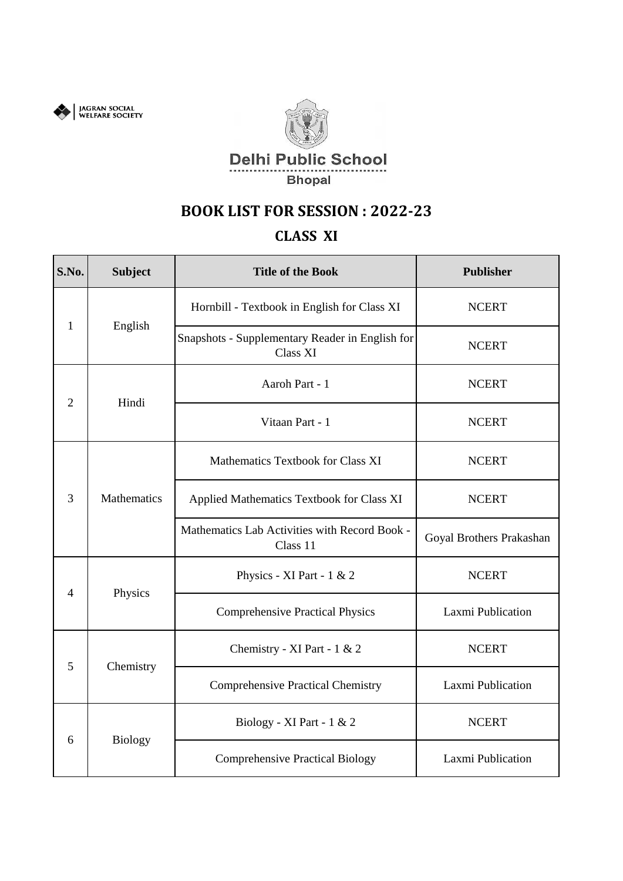JAGRAN SOCIAL WELFARE SOCIETY

Delhi Public School

Bhopal

# BOOK LIST FOR SESSION : 2022-23

## CLASS XI

| S.No. | Subject | Title of the Book | Publisher |
|---|---|---|---|
| 1 | English | Hornbill - Textbook in English for Class XI | NCERT |
| | | Snapshots - Supplementary Reader in English for Class XI | NCERT |
| 2 | Hindi | Aaroh Part - 1 | NCERT |
| | | Vitaan Part - 1 | NCERT |
| 3 | Mathematics | Mathematics Textbook for Class XI | NCERT |
| | | Applied Mathematics Textbook for Class XI | NCERT |
| | | Mathematics Lab Activities with Record Book - Class 11 | Goyal Brothers Prakashan |
| 4 | Physics | Physics - XI Part - 1 & 2 | NCERT |
| | | Comprehensive Practical Physics | Laxmi Publication |
| 5 | Chemistry | Chemistry - XI Part - 1 & 2 | NCERT |
| | | Comprehensive Practical Chemistry | Laxmi Publication |
| 6 | Biology | Biology - XI Part - 1 & 2 | NCERT |
| | | Comprehensive Practical Biology | Laxmi Publication |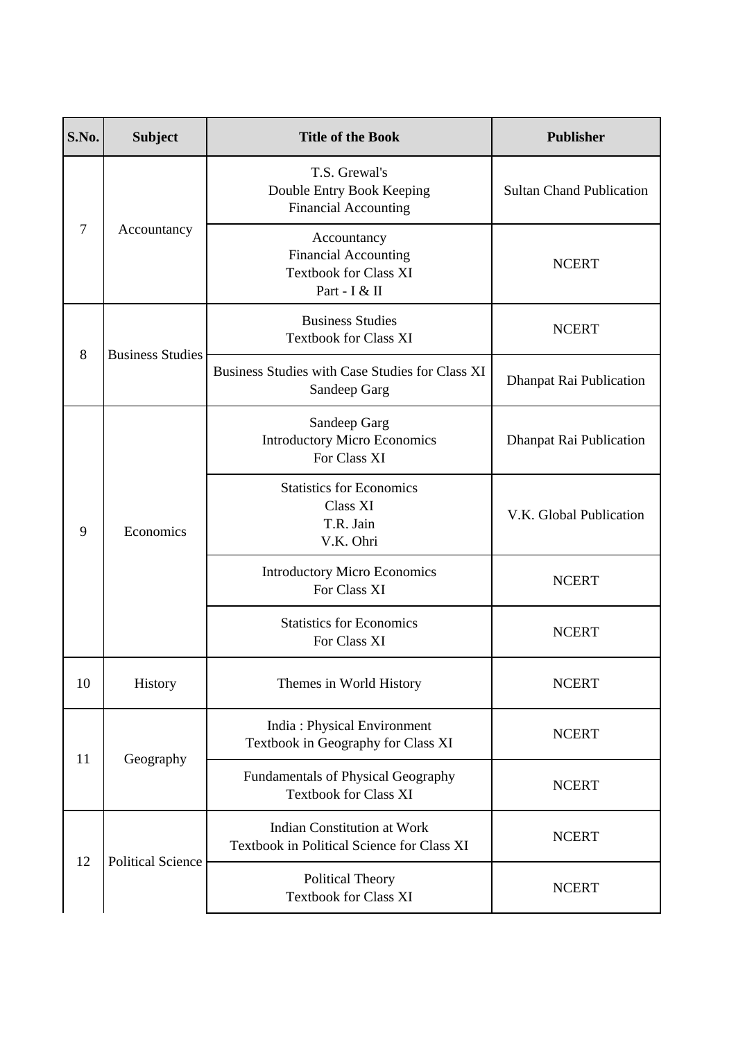| S.No. | Subject | Title of the Book | Publisher |
| --- | --- | --- | --- |
| 7 | Accountancy | T.S. Grewal's<br>Double Entry Book Keeping<br>Financial Accounting | Sultan Chand Publication |
| | | Accountancy<br>Financial Accounting<br>Textbook for Class XI<br>Part - I & II | NCERT |
| 8 | Business Studies | Business Studies<br>Textbook for Class XI | NCERT |
| | | Business Studies with Case Studies for Class XI<br>Sandeep Garg | Dhanpat Rai Publication |
| 9 | Economics | Sandeep Garg<br>Introductory Micro Economics<br>For Class XI | Dhanpat Rai Publication |
| | | Statistics for Economics<br>Class XI<br>T.R. Jain<br>V.K. Ohri | V.K. Global Publication |
| | | Introductory Micro Economics<br>For Class XI | NCERT |
| | | Statistics for Economics<br>For Class XI | NCERT |
| 10 | History | Themes in World History | NCERT |
| 11 | Geography | India : Physical Environment<br>Textbook in Geography for Class XI | NCERT |
| | | Fundamentals of Physical Geography<br>Textbook for Class XI | NCERT |
| 12 | Political Science | Indian Constitution at Work<br>Textbook in Political Science for Class XI | NCERT |
| | | Political Theory<br>Textbook for Class XI | NCERT |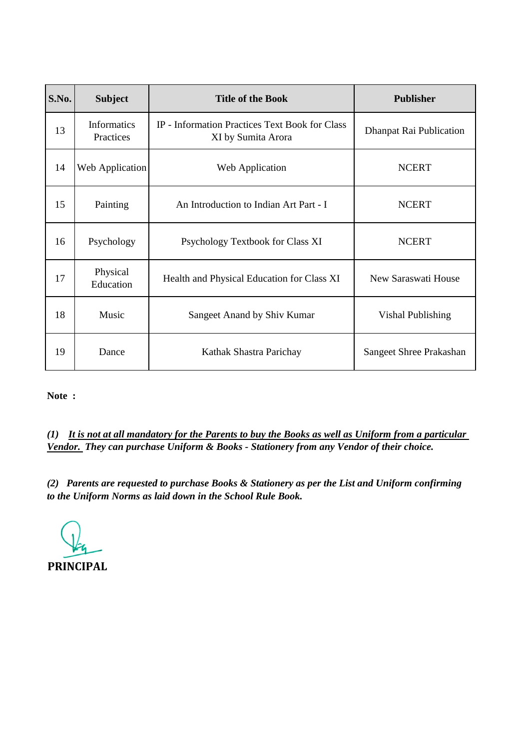| S.No. | Subject | Title of the Book | Publisher |
|---|---|---|---|
| 13 | Informatics Practices | IP - Information Practices Text Book for Class XI by Sumita Arora | Dhanpat Rai Publication |
| 14 | Web Application | Web Application | NCERT |
| 15 | Painting | An Introduction to Indian Art Part - I | NCERT |
| 16 | Psychology | Psychology Textbook for Class XI | NCERT |
| 17 | Physical Education | Health and Physical Education for Class XI | New Saraswati House |
| 18 | Music | Sangeet Anand by Shiv Kumar | Vishal Publishing |
| 19 | Dance | Kathak Shastra Parichay | Sangeet Shree Prakashan |

**Note :**

***(1) It is not at all mandatory for the Parents to buy the Books as well as Uniform from a particular Vendor. They can purchase Uniform & Books - Stationery from any Vendor of their choice.***

***(2) Parents are requested to purchase Books & Stationery as per the List and Uniform confirming to the Uniform Norms as laid down in the School Rule Book.***

**PRINCIPAL**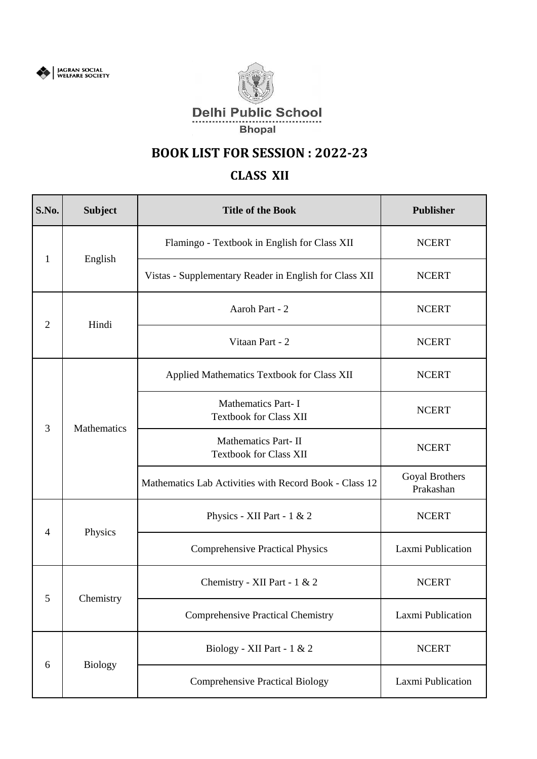JAGRAN SOCIAL WELFARE SOCIETY

**Delhi Public School**
**Bhopal**

# BOOK LIST FOR SESSION : 2022-23

## CLASS XII

| S.No. | Subject | Title of the Book | Publisher |
|---|---|---|---|
| 1 | English | Flamingo - Textbook in English for Class XII | NCERT |
| | | Vistas - Supplementary Reader in English for Class XII | NCERT |
| 2 | Hindi | Aaroh Part - 2 | NCERT |
| | | Vitaan Part - 2 | NCERT |
| 3 | Mathematics | Applied Mathematics Textbook for Class XII | NCERT |
| | | Mathematics Part- I Textbook for Class XII | NCERT |
| | | Mathematics Part- II Textbook for Class XII | NCERT |
| | | Mathematics Lab Activities with Record Book - Class 12 | Goyal Brothers Prakashan |
| 4 | Physics | Physics - XII Part - 1 & 2 | NCERT |
| | | Comprehensive Practical Physics | Laxmi Publication |
| 5 | Chemistry | Chemistry - XII Part - 1 & 2 | NCERT |
| | | Comprehensive Practical Chemistry | Laxmi Publication |
| 6 | Biology | Biology - XII Part - 1 & 2 | NCERT |
| | | Comprehensive Practical Biology | Laxmi Publication |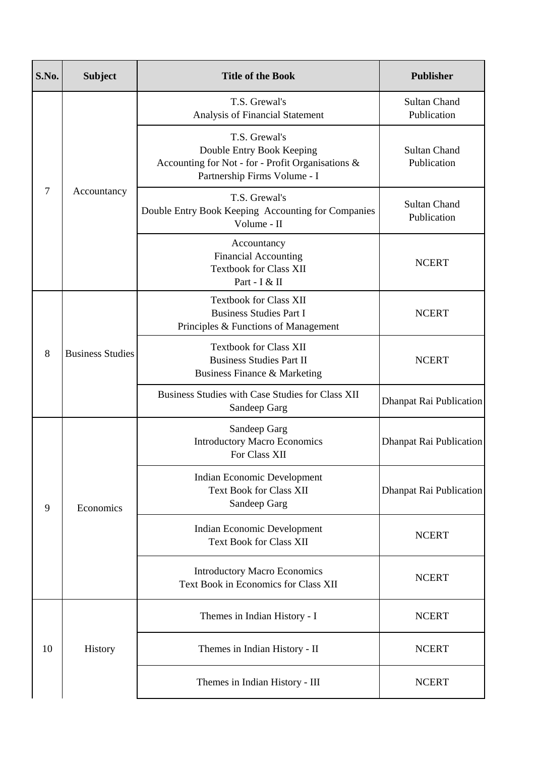| S.No. | Subject | Title of the Book | Publisher |
|---|---|---|---|
| 7 | Accountancy | T.S. Grewal's Analysis of Financial Statement | Sultan Chand Publication |
| | | T.S. Grewal's Double Entry Book Keeping Accounting for Not - for - Profit Organisations & Partnership Firms Volume - I | Sultan Chand Publication |
| | | T.S. Grewal's Double Entry Book Keeping Accounting for Companies Volume - II | Sultan Chand Publication |
| | | Accountancy Financial Accounting Textbook for Class XII Part - I & II | NCERT |
| 8 | Business Studies | Textbook for Class XII Business Studies Part I Principles & Functions of Management | NCERT |
| | | Textbook for Class XII Business Studies Part II Business Finance & Marketing | NCERT |
| | | Business Studies with Case Studies for Class XII Sandeep Garg | Dhanpat Rai Publication |
| 9 | Economics | Sandeep Garg Introductory Macro Economics For Class XII | Dhanpat Rai Publication |
| | | Indian Economic Development Text Book for Class XII Sandeep Garg | Dhanpat Rai Publication |
| | | Indian Economic Development Text Book for Class XII | NCERT |
| | | Introductory Macro Economics Text Book in Economics for Class XII | NCERT |
| 10 | History | Themes in Indian History - I | NCERT |
| | | Themes in Indian History - II | NCERT |
| | | Themes in Indian History - III | NCERT |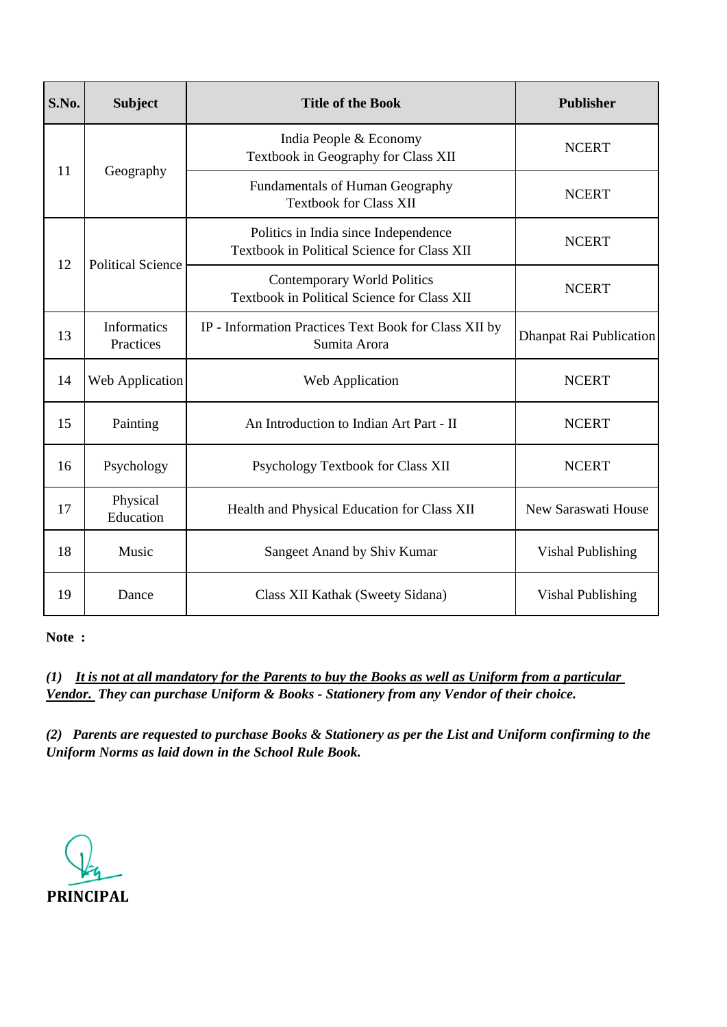| S.No. | Subject | Title of the Book | Publisher |
|---|---|---|---|
| 11 | Geography | India People & Economy Textbook in Geography for Class XII | NCERT |
| | | Fundamentals of Human Geography Textbook for Class XII | NCERT |
| 12 | Political Science | Politics in India since Independence Textbook in Political Science for Class XII | NCERT |
| | | Contemporary World Politics Textbook in Political Science for Class XII | NCERT |
| 13 | Informatics Practices | IP - Information Practices Text Book for Class XII by Sumita Arora | Dhanpat Rai Publication |
| 14 | Web Application | Web Application | NCERT |
| 15 | Painting | An Introduction to Indian Art Part - II | NCERT |
| 16 | Psychology | Psychology Textbook for Class XII | NCERT |
| 17 | Physical Education | Health and Physical Education for Class XII | New Saraswati House |
| 18 | Music | Sangeet Anand by Shiv Kumar | Vishal Publishing |
| 19 | Dance | Class XII Kathak (Sweety Sidana) | Vishal Publishing |

**Note :**

***(1) It is not at all mandatory for the Parents to buy the Books as well as Uniform from a particular Vendor. They can purchase Uniform & Books - Stationery from any Vendor of their choice.***

***(2) Parents are requested to purchase Books & Stationery as per the List and Uniform confirming to the Uniform Norms as laid down in the School Rule Book.***

**PRINCIPAL**